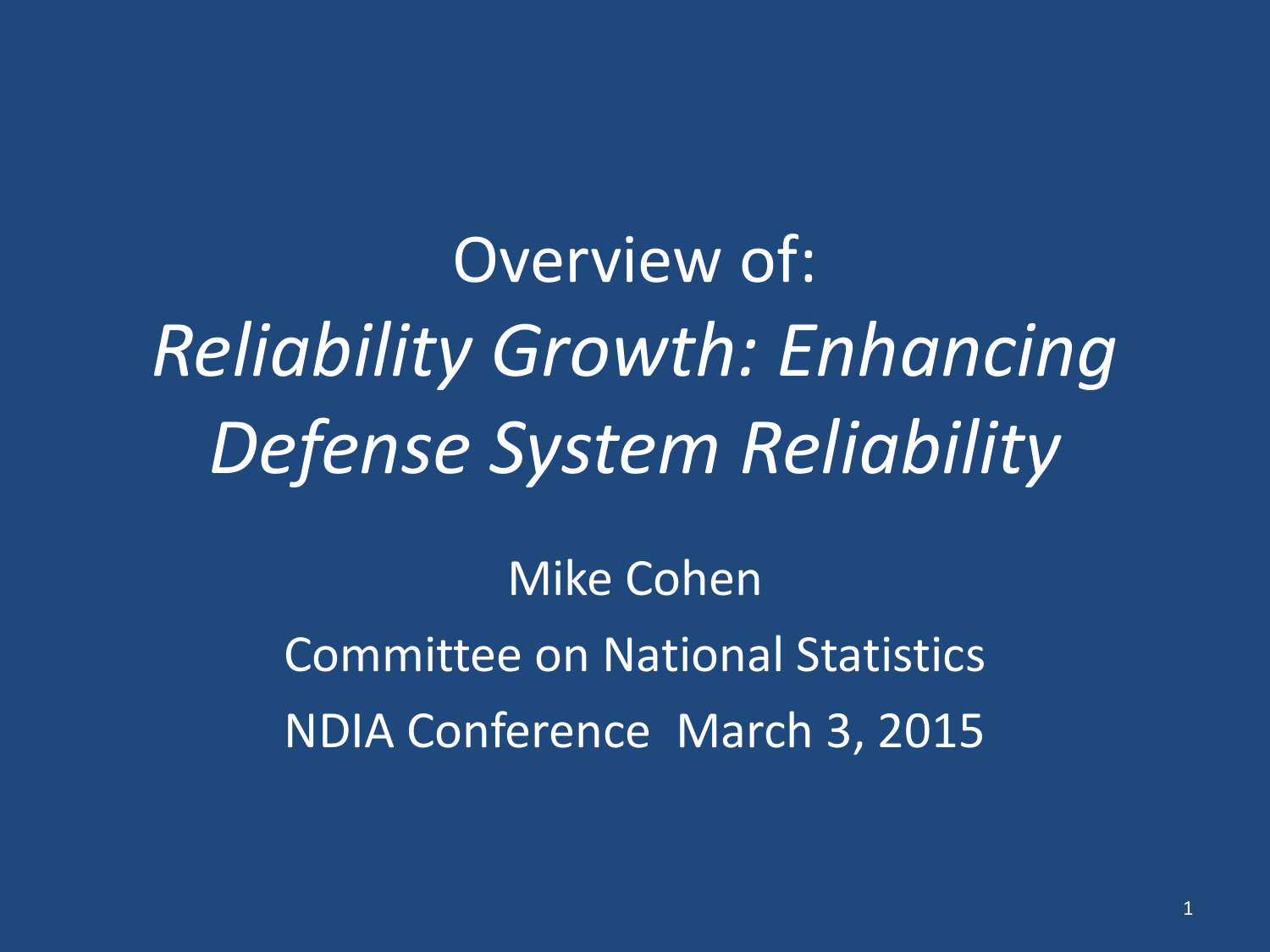# Overview of:

# *Reliability Growth: Enhancing Defense System Reliability*

Mike Cohen

Committee on National Statistics

NDIA Conference  March 3, 2015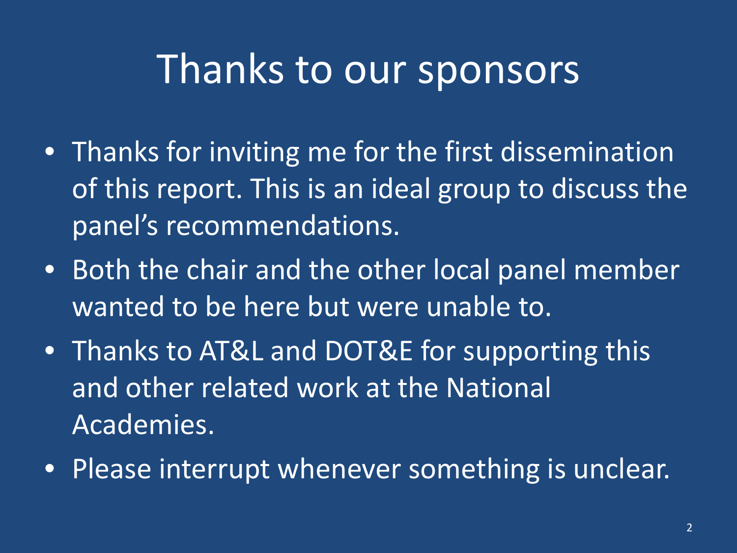# Thanks to our sponsors

- Thanks for inviting me for the first dissemination of this report. This is an ideal group to discuss the panel's recommendations.
- Both the chair and the other local panel member wanted to be here but were unable to.
- Thanks to AT&L and DOT&E for supporting this and other related work at the National Academies.
- Please interrupt whenever something is unclear.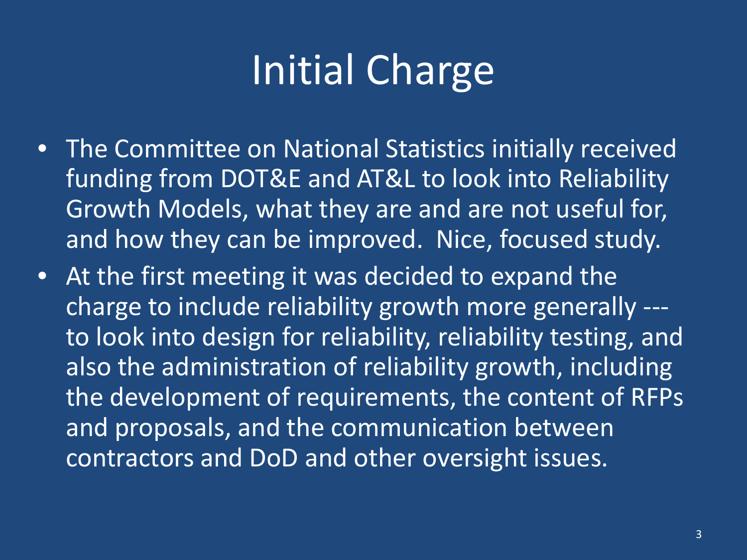# Initial Charge

- The Committee on National Statistics initially received funding from DOT&E and AT&L to look into Reliability Growth Models, what they are and are not useful for, and how they can be improved. Nice, focused study.
- At the first meeting it was decided to expand the charge to include reliability growth more generally --- to look into design for reliability, reliability testing, and also the administration of reliability growth, including the development of requirements, the content of RFPs and proposals, and the communication between contractors and DoD and other oversight issues.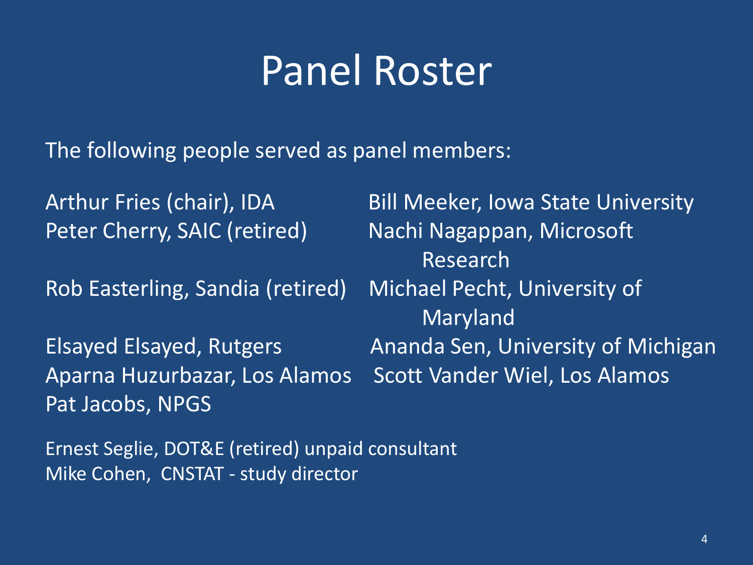# Panel Roster

The following people served as panel members:

- Arthur Fries (chair), IDA
- Peter Cherry, SAIC (retired)
- Rob Easterling, Sandia (retired)
- Elsayed Elsayed, Rutgers
- Aparna Huzurbazar, Los Alamos
- Pat Jacobs, NPGS
- Bill Meeker, Iowa State University
- Nachi Nagappan, Microsoft Research
- Michael Pecht, University of Maryland
- Ananda Sen, University of Michigan
- Scott Vander Wiel, Los Alamos

Ernest Seglie, DOT&E (retired) unpaid consultant
Mike Cohen, CNSTAT - study director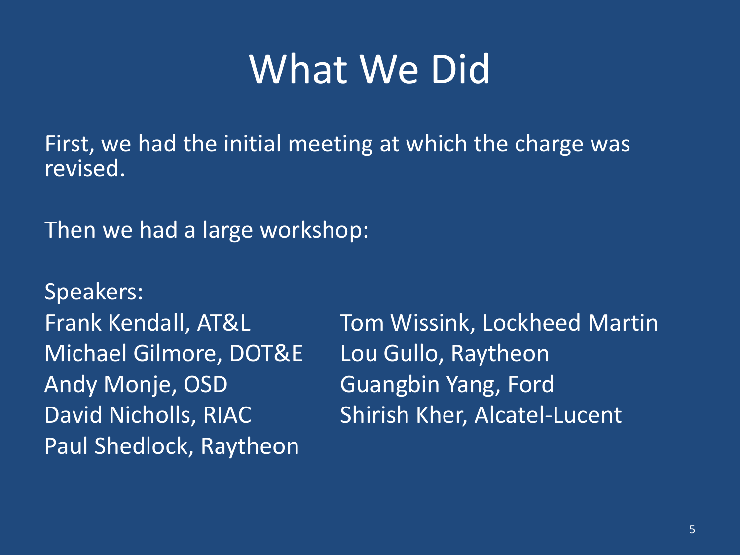# What We Did

First, we had the initial meeting at which the charge was revised.

Then we had a large workshop:

Speakers:

Frank Kendall, AT&L
Michael Gilmore, DOT&E
Andy Monje, OSD
David Nicholls, RIAC
Paul Shedlock, Raytheon
Tom Wissink, Lockheed Martin
Lou Gullo, Raytheon
Guangbin Yang, Ford
Shirish Kher, Alcatel-Lucent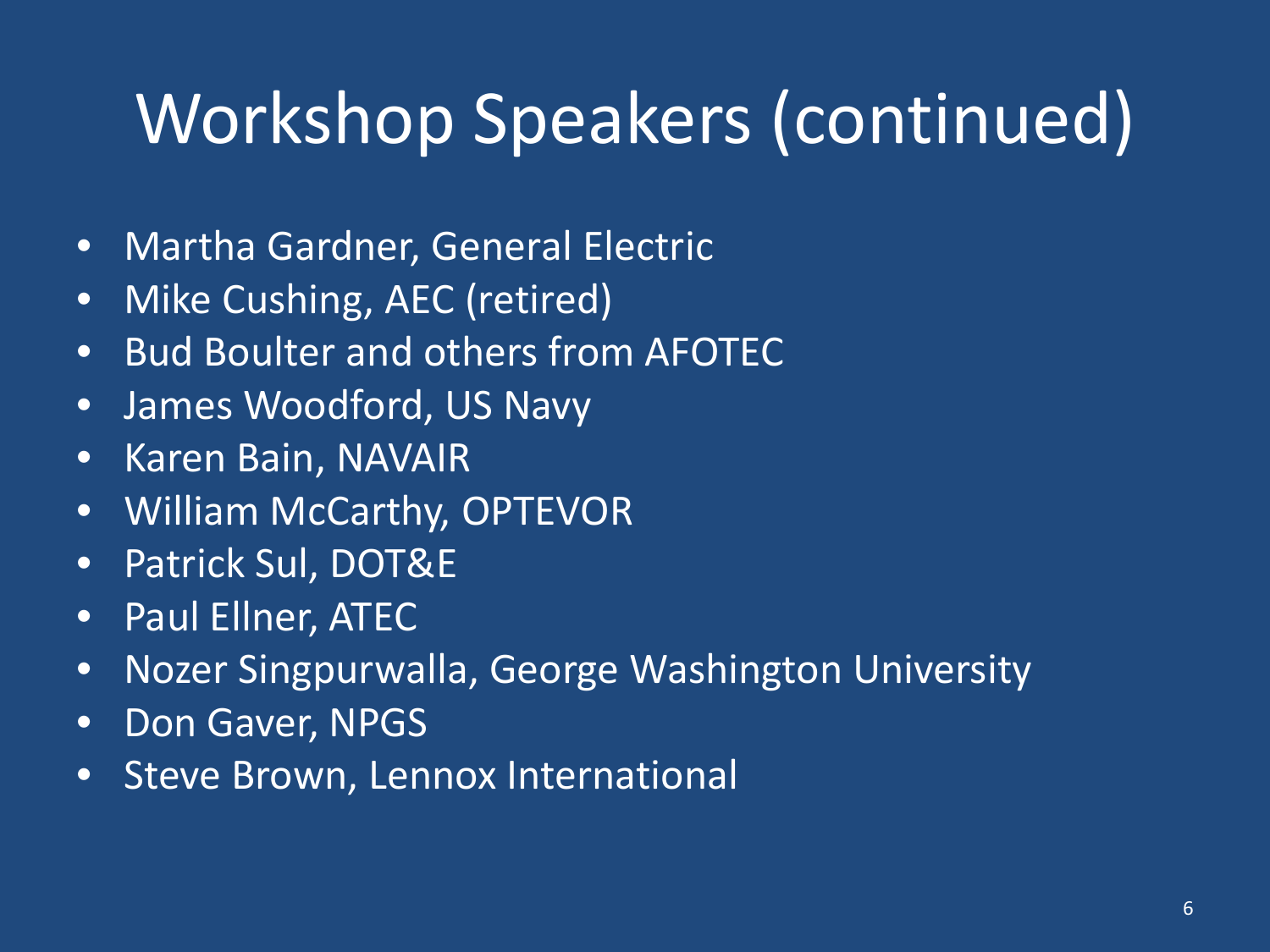# Workshop Speakers (continued)

- Martha Gardner, General Electric
- Mike Cushing, AEC (retired)
- Bud Boulter and others from AFOTEC
- James Woodford, US Navy
- Karen Bain, NAVAIR
- William McCarthy, OPTEVOR
- Patrick Sul, DOT&E
- Paul Ellner, ATEC
- Nozer Singpurwalla, George Washington University
- Don Gaver, NPGS
- Steve Brown, Lennox International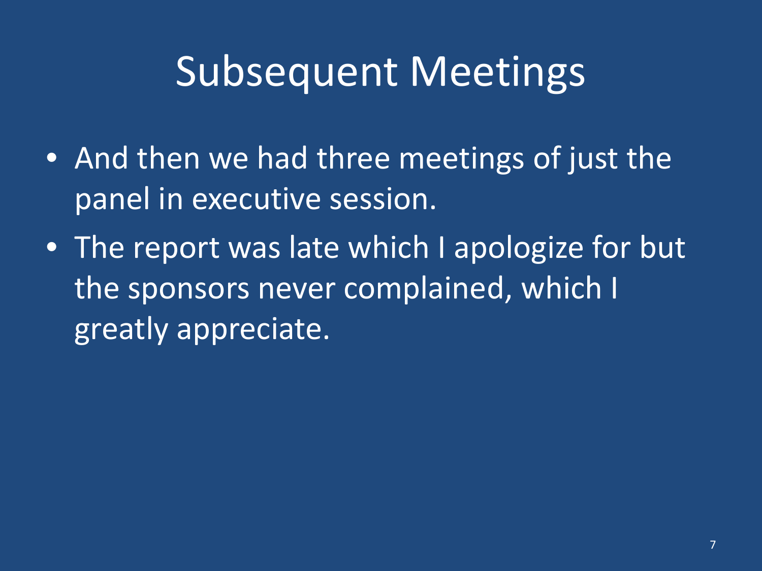# Subsequent Meetings

- And then we had three meetings of just the panel in executive session.
- The report was late which I apologize for but the sponsors never complained, which I greatly appreciate.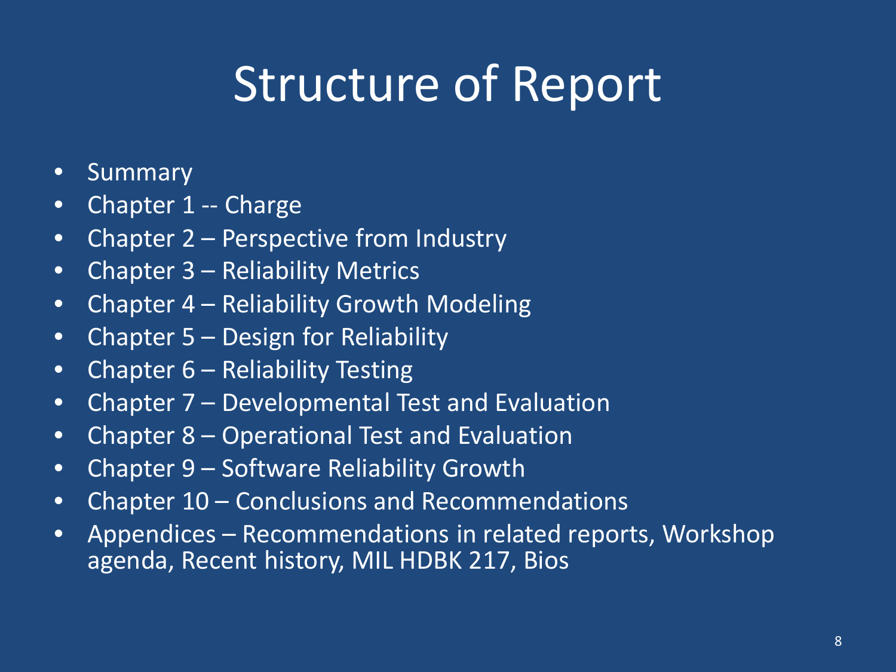# Structure of Report

- Summary
- Chapter 1 -- Charge
- Chapter 2 – Perspective from Industry
- Chapter 3 – Reliability Metrics
- Chapter 4 – Reliability Growth Modeling
- Chapter 5 – Design for Reliability
- Chapter 6 – Reliability Testing
- Chapter 7 – Developmental Test and Evaluation
- Chapter 8 – Operational Test and Evaluation
- Chapter 9 – Software Reliability Growth
- Chapter 10 – Conclusions and Recommendations
- Appendices – Recommendations in related reports, Workshop agenda, Recent history, MIL HDBK 217, Bios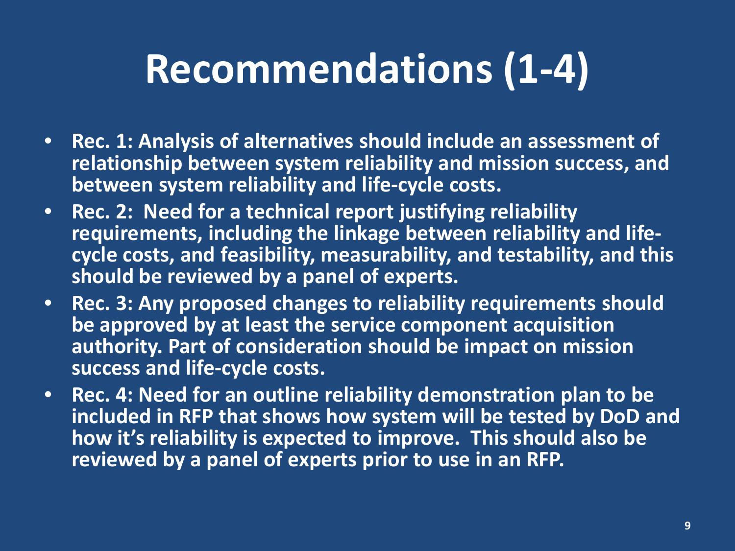# Recommendations (1-4)

- **Rec. 1: Analysis of alternatives should include an assessment of relationship between system reliability and mission success, and between system reliability and life-cycle costs.**
- **Rec. 2: Need for a technical report justifying reliability requirements, including the linkage between reliability and life-cycle costs, and feasibility, measurability, and testability, and this should be reviewed by a panel of experts.**
- **Rec. 3: Any proposed changes to reliability requirements should be approved by at least the service component acquisition authority. Part of consideration should be impact on mission success and life-cycle costs.**
- **Rec. 4: Need for an outline reliability demonstration plan to be included in RFP that shows how system will be tested by DoD and how it's reliability is expected to improve. This should also be reviewed by a panel of experts prior to use in an RFP.**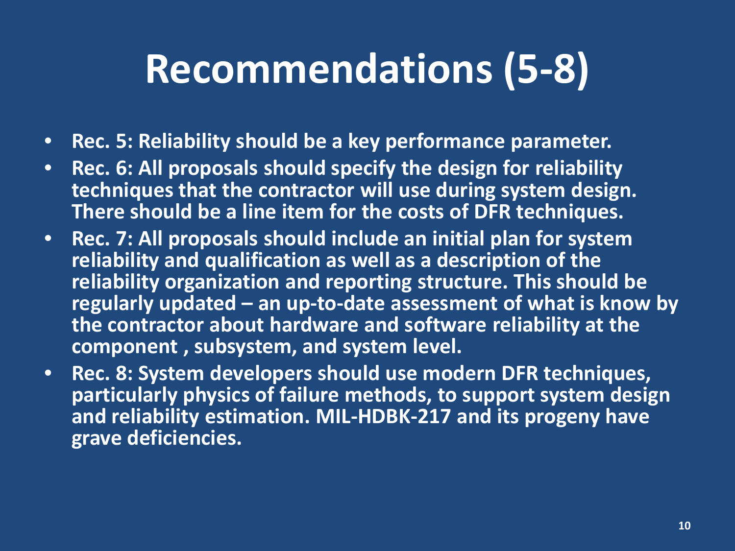# Recommendations (5-8)

- **Rec. 5: Reliability should be a key performance parameter.**
- **Rec. 6: All proposals should specify the design for reliability techniques that the contractor will use during system design. There should be a line item for the costs of DFR techniques.**
- **Rec. 7: All proposals should include an initial plan for system reliability and qualification as well as a description of the reliability organization and reporting structure. This should be regularly updated – an up-to-date assessment of what is know by the contractor about hardware and software reliability at the component , subsystem, and system level.**
- **Rec. 8: System developers should use modern DFR techniques, particularly physics of failure methods, to support system design and reliability estimation. MIL-HDBK-217 and its progeny have grave deficiencies.**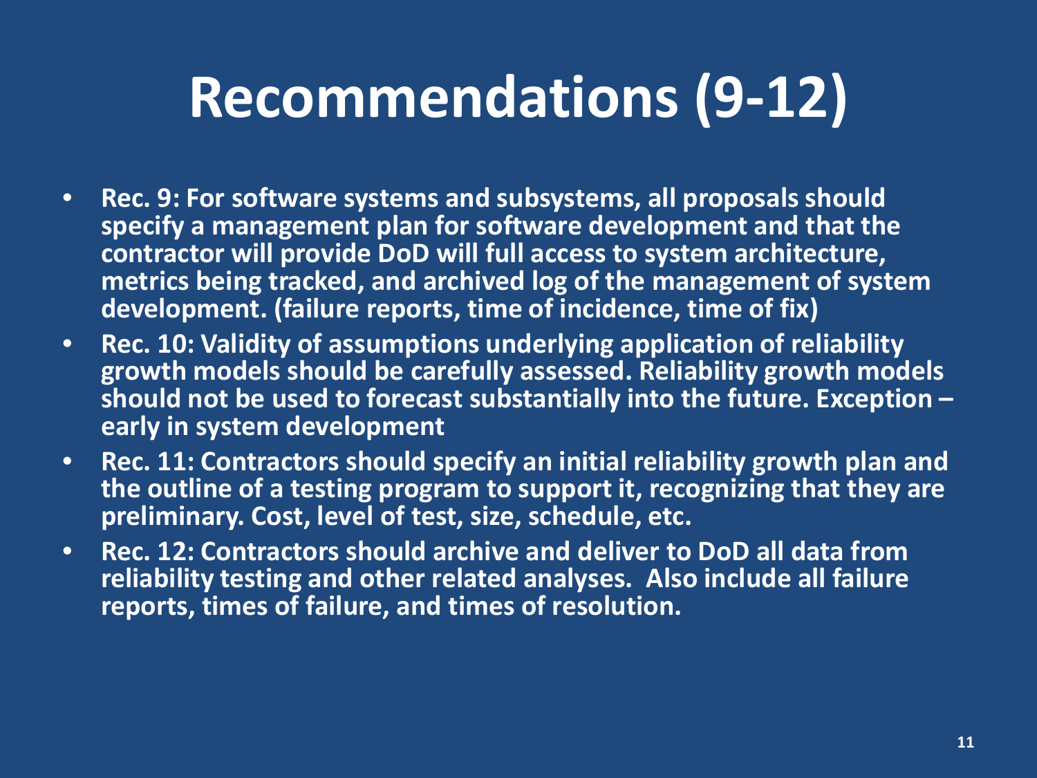# Recommendations (9-12)

- **Rec. 9: For software systems and subsystems, all proposals should specify a management plan for software development and that the contractor will provide DoD will full access to system architecture, metrics being tracked, and archived log of the management of system development. (failure reports, time of incidence, time of fix)**
- **Rec. 10: Validity of assumptions underlying application of reliability growth models should be carefully assessed. Reliability growth models should not be used to forecast substantially into the future. Exception – early in system development**
- **Rec. 11: Contractors should specify an initial reliability growth plan and the outline of a testing program to support it, recognizing that they are preliminary. Cost, level of test, size, schedule, etc.**
- **Rec. 12: Contractors should archive and deliver to DoD all data from reliability testing and other related analyses. Also include all failure reports, times of failure, and times of resolution.**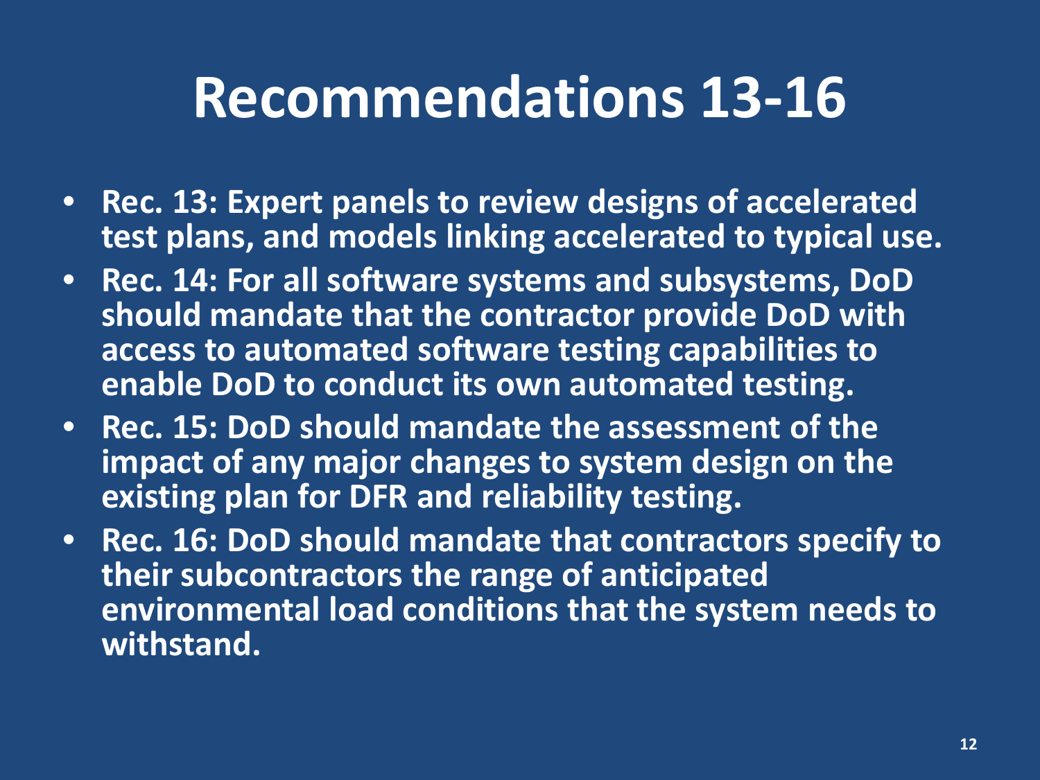# Recommendations 13-16

- **Rec. 13: Expert panels to review designs of accelerated test plans, and models linking accelerated to typical use.**
- **Rec. 14: For all software systems and subsystems, DoD should mandate that the contractor provide DoD with access to automated software testing capabilities to enable DoD to conduct its own automated testing.**
- **Rec. 15: DoD should mandate the assessment of the impact of any major changes to system design on the existing plan for DFR and reliability testing.**
- **Rec. 16: DoD should mandate that contractors specify to their subcontractors the range of anticipated environmental load conditions that the system needs to withstand.**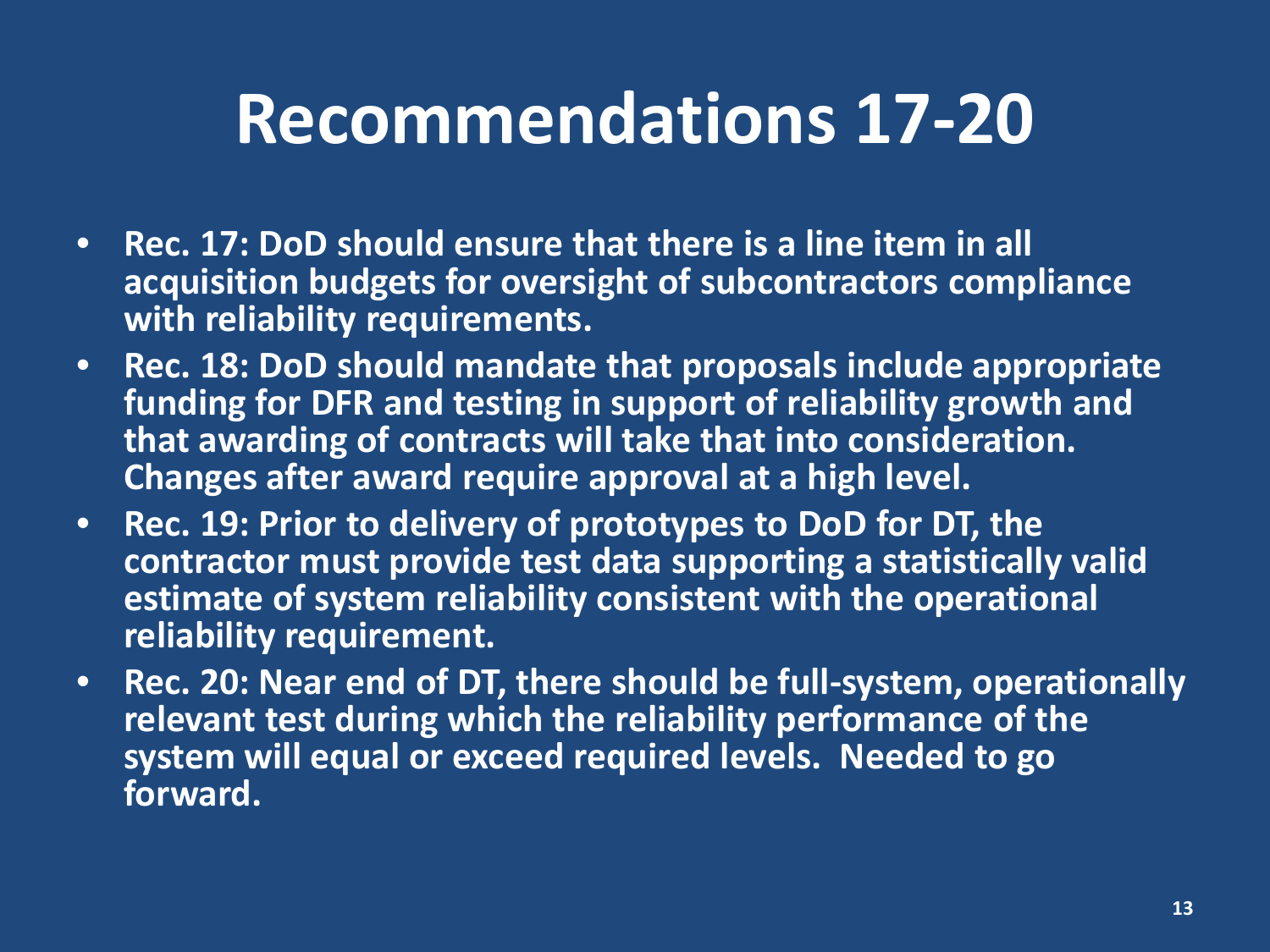# Recommendations 17-20

- **Rec. 17: DoD should ensure that there is a line item in all acquisition budgets for oversight of subcontractors compliance with reliability requirements.**
- **Rec. 18: DoD should mandate that proposals include appropriate funding for DFR and testing in support of reliability growth and that awarding of contracts will take that into consideration. Changes after award require approval at a high level.**
- **Rec. 19: Prior to delivery of prototypes to DoD for DT, the contractor must provide test data supporting a statistically valid estimate of system reliability consistent with the operational reliability requirement.**
- **Rec. 20: Near end of DT, there should be full-system, operationally relevant test during which the reliability performance of the system will equal or exceed required levels. Needed to go forward.**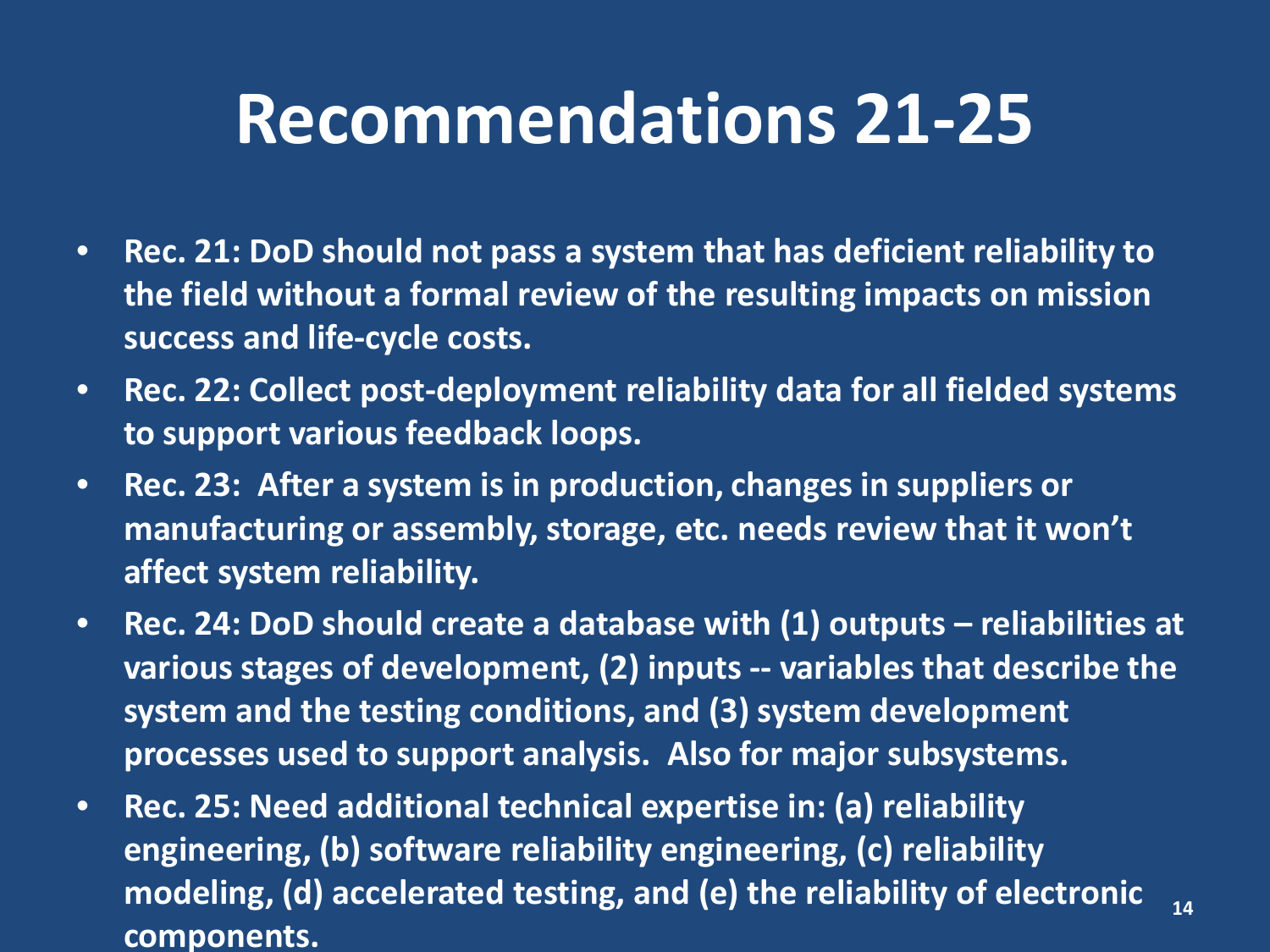# Recommendations 21-25

- **Rec. 21: DoD should not pass a system that has deficient reliability to the field without a formal review of the resulting impacts on mission success and life-cycle costs.**
- **Rec. 22: Collect post-deployment reliability data for all fielded systems to support various feedback loops.**
- **Rec. 23: After a system is in production, changes in suppliers or manufacturing or assembly, storage, etc. needs review that it won't affect system reliability.**
- **Rec. 24: DoD should create a database with (1) outputs – reliabilities at various stages of development, (2) inputs -- variables that describe the system and the testing conditions, and (3) system development processes used to support analysis. Also for major subsystems.**
- **Rec. 25: Need additional technical expertise in: (a) reliability engineering, (b) software reliability engineering, (c) reliability modeling, (d) accelerated testing, and (e) the reliability of electronic components.**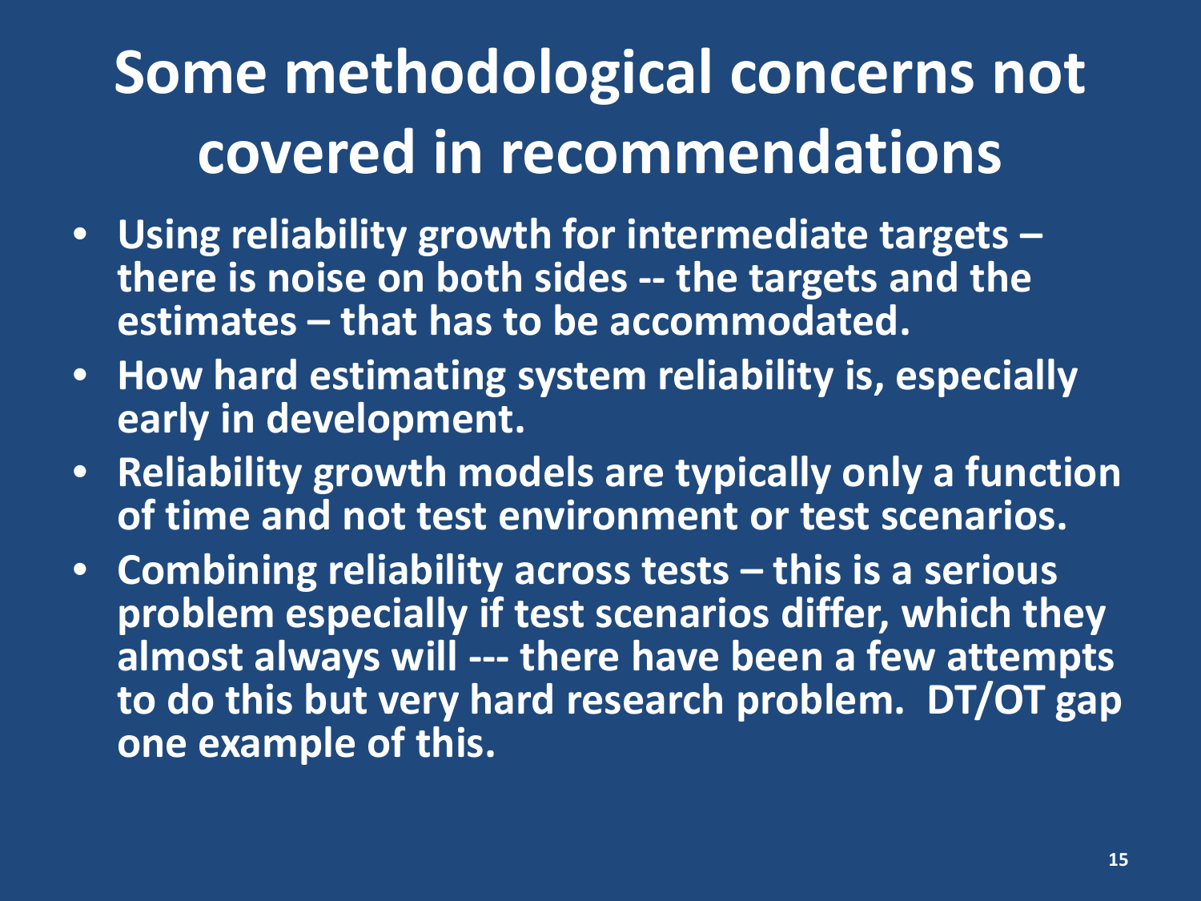# Some methodological concerns not covered in recommendations

- **Using reliability growth for intermediate targets – there is noise on both sides -- the targets and the estimates – that has to be accommodated.**
- **How hard estimating system reliability is, especially early in development.**
- **Reliability growth models are typically only a function of time and not test environment or test scenarios.**
- **Combining reliability across tests – this is a serious problem especially if test scenarios differ, which they almost always will --- there have been a few attempts to do this but very hard research problem. DT/OT gap one example of this.**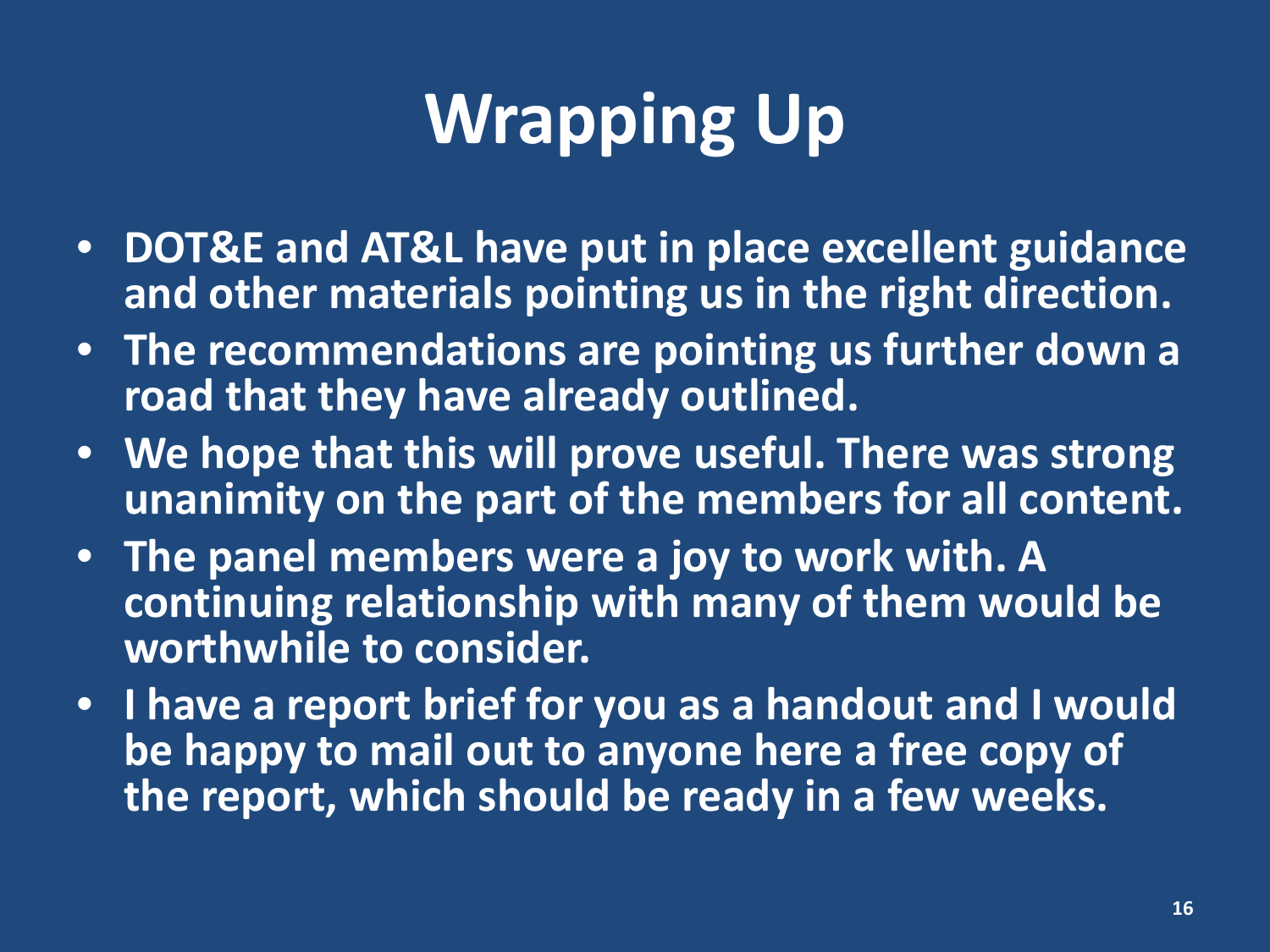# Wrapping Up

- **DOT&E and AT&L have put in place excellent guidance and other materials pointing us in the right direction.**
- **The recommendations are pointing us further down a road that they have already outlined.**
- **We hope that this will prove useful. There was strong unanimity on the part of the members for all content.**
- **The panel members were a joy to work with. A continuing relationship with many of them would be worthwhile to consider.**
- **I have a report brief for you as a handout and I would be happy to mail out to anyone here a free copy of the report, which should be ready in a few weeks.**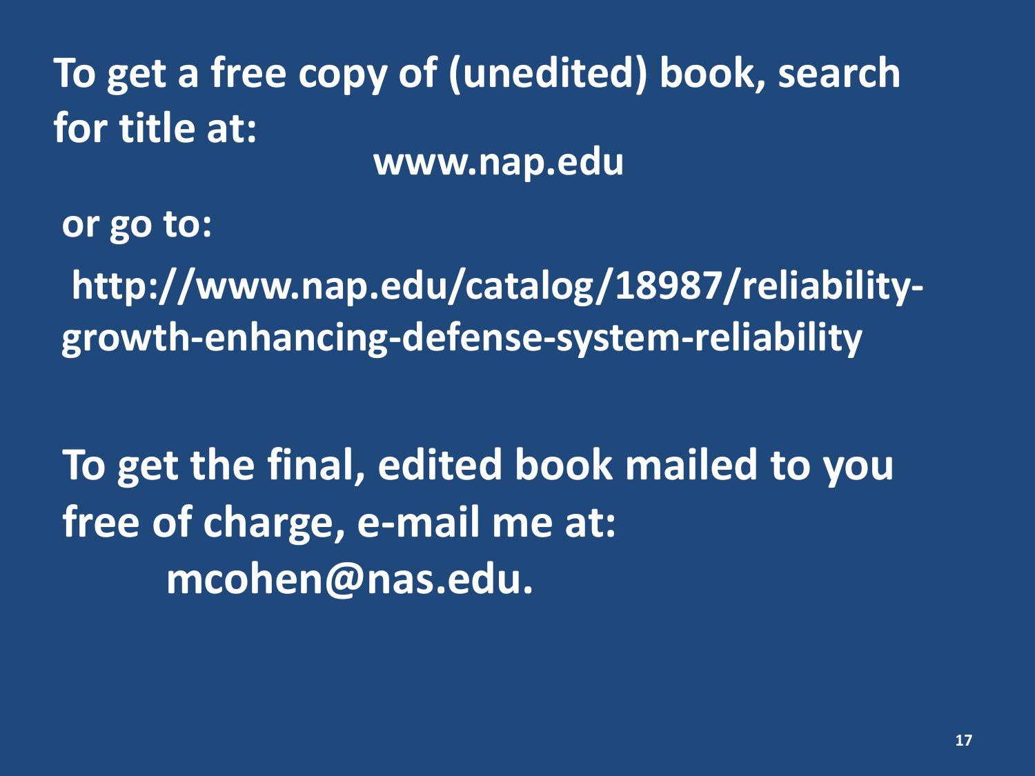**To get a free copy of (unedited) book, search for title at:**

**www.nap.edu**

**or go to:**

**http://www.nap.edu/catalog/18987/reliability-growth-enhancing-defense-system-reliability**

**To get the final, edited book mailed to you free of charge, e-mail me at:**

**mcohen@nas.edu.**